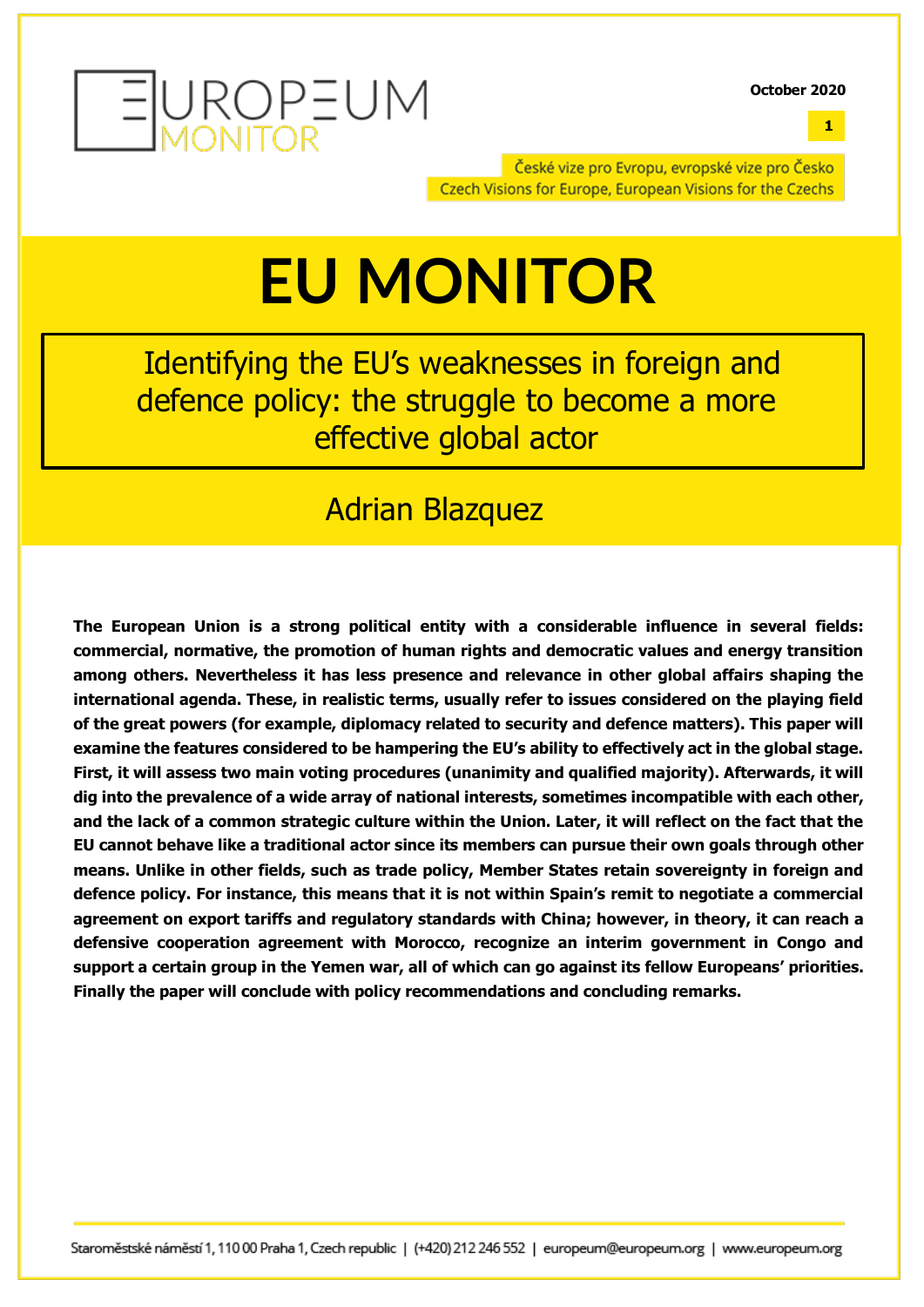EUROPEUM MONITOR

October 2020

České vize pro Evropu, evropské vize pro Česko
Czech Visions for Europe, European Visions for the Czechs

# EU MONITOR

## Identifying the EU's weaknesses in foreign and defence policy: the struggle to become a more effective global actor

### Adrian Blazquez

**The European Union is a strong political entity with a considerable influence in several fields: commercial, normative, the promotion of human rights and democratic values and energy transition among others. Nevertheless it has less presence and relevance in other global affairs shaping the international agenda. These, in realistic terms, usually refer to issues considered on the playing field of the great powers (for example, diplomacy related to security and defence matters). This paper will examine the features considered to be hampering the EU's ability to effectively act in the global stage. First, it will assess two main voting procedures (unanimity and qualified majority). Afterwards, it will dig into the prevalence of a wide array of national interests, sometimes incompatible with each other, and the lack of a common strategic culture within the Union. Later, it will reflect on the fact that the EU cannot behave like a traditional actor since its members can pursue their own goals through other means. Unlike in other fields, such as trade policy, Member States retain sovereignty in foreign and defence policy. For instance, this means that it is not within Spain's remit to negotiate a commercial agreement on export tariffs and regulatory standards with China; however, in theory, it can reach a defensive cooperation agreement with Morocco, recognize an interim government in Congo and support a certain group in the Yemen war, all of which can go against its fellow Europeans' priorities. Finally the paper will conclude with policy recommendations and concluding remarks.**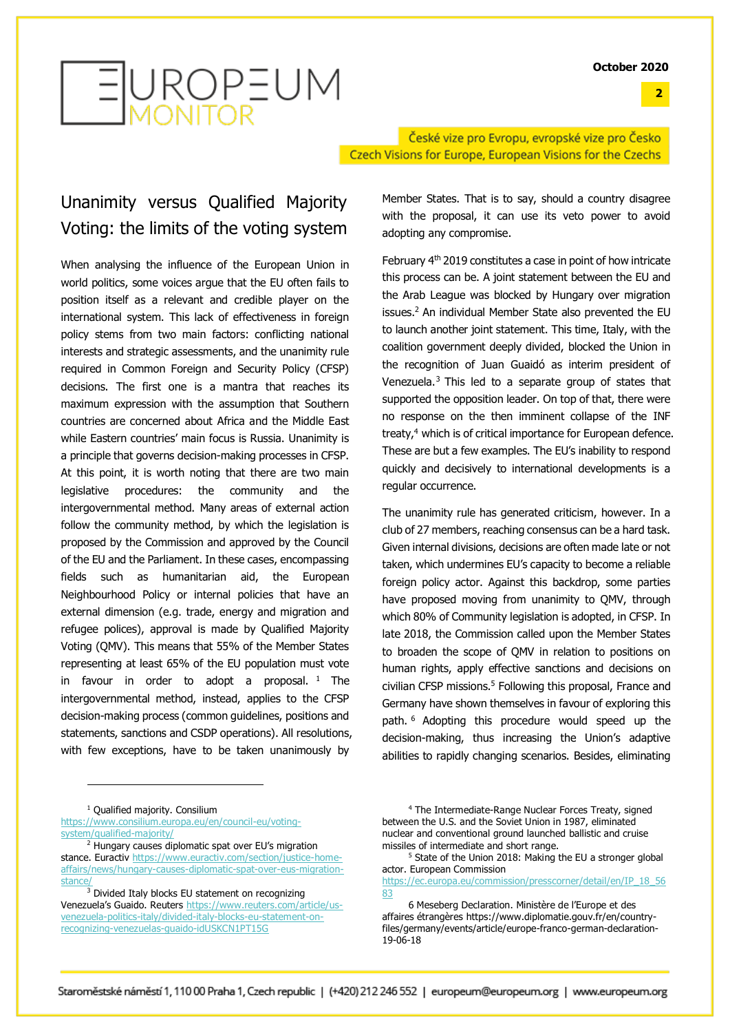## Unanimity versus Qualified Majority Voting: the limits of the voting system

When analysing the influence of the European Union in world politics, some voices argue that the EU often fails to position itself as a relevant and credible player on the international system. This lack of effectiveness in foreign policy stems from two main factors: conflicting national interests and strategic assessments, and the unanimity rule required in Common Foreign and Security Policy (CFSP) decisions. The first one is a mantra that reaches its maximum expression with the assumption that Southern countries are concerned about Africa and the Middle East while Eastern countries' main focus is Russia. Unanimity is a principle that governs decision-making processes in CFSP. At this point, it is worth noting that there are two main legislative procedures: the community and the intergovernmental method. Many areas of external action follow the community method, by which the legislation is proposed by the Commission and approved by the Council of the EU and the Parliament. In these cases, encompassing fields such as humanitarian aid, the European Neighbourhood Policy or internal policies that have an external dimension (e.g. trade, energy and migration and refugee polices), approval is made by Qualified Majority Voting (QMV). This means that 55% of the Member States representing at least 65% of the EU population must vote in favour in order to adopt a proposal. [1] The intergovernmental method, instead, applies to the CFSP decision-making process (common guidelines, positions and statements, sanctions and CSDP operations). All resolutions, with few exceptions, have to be taken unanimously by Member States. That is to say, should a country disagree with the proposal, it can use its veto power to avoid adopting any compromise.

February 4th 2019 constitutes a case in point of how intricate this process can be. A joint statement between the EU and the Arab League was blocked by Hungary over migration issues.[2] An individual Member State also prevented the EU to launch another joint statement. This time, Italy, with the coalition government deeply divided, blocked the Union in the recognition of Juan Guaidó as interim president of Venezuela.[3] This led to a separate group of states that supported the opposition leader. On top of that, there were no response on the then imminent collapse of the INF treaty,[4] which is of critical importance for European defence. These are but a few examples. The EU's inability to respond quickly and decisively to international developments is a regular occurrence.

The unanimity rule has generated criticism, however. In a club of 27 members, reaching consensus can be a hard task. Given internal divisions, decisions are often made late or not taken, which undermines EU's capacity to become a reliable foreign policy actor. Against this backdrop, some parties have proposed moving from unanimity to QMV, through which 80% of Community legislation is adopted, in CFSP. In late 2018, the Commission called upon the Member States to broaden the scope of QMV in relation to positions on human rights, apply effective sanctions and decisions on civilian CFSP missions.[5] Following this proposal, France and Germany have shown themselves in favour of exploring this path. [6] Adopting this procedure would speed up the decision-making, thus increasing the Union's adaptive abilities to rapidly changing scenarios. Besides, eliminating

---

[1] Qualified majority. Consilium https://www.consilium.europa.eu/en/council-eu/voting-system/qualified-majority/

[2] Hungary causes diplomatic spat over EU's migration stance. Euractiv https://www.euractiv.com/section/justice-home-affairs/news/hungary-causes-diplomatic-spat-over-eus-migration-stance/

[3] Divided Italy blocks EU statement on recognizing Venezuela's Guaido. Reuters https://www.reuters.com/article/us-venezuela-politics-italy/divided-italy-blocks-eu-statement-on-recognizing-venezuelas-guaido-idUSKCN1PT15G

[4] The Intermediate-Range Nuclear Forces Treaty, signed between the U.S. and the Soviet Union in 1987, eliminated nuclear and conventional ground launched ballistic and cruise missiles of intermediate and short range.

[5] State of the Union 2018: Making the EU a stronger global actor. European Commission https://ec.europa.eu/commission/presscorner/detail/en/IP_18_5683

6 Meseberg Declaration. Ministère de l'Europe et des affaires étrangères https://www.diplomatie.gouv.fr/en/country-files/germany/events/article/europe-franco-german-declaration-19-06-18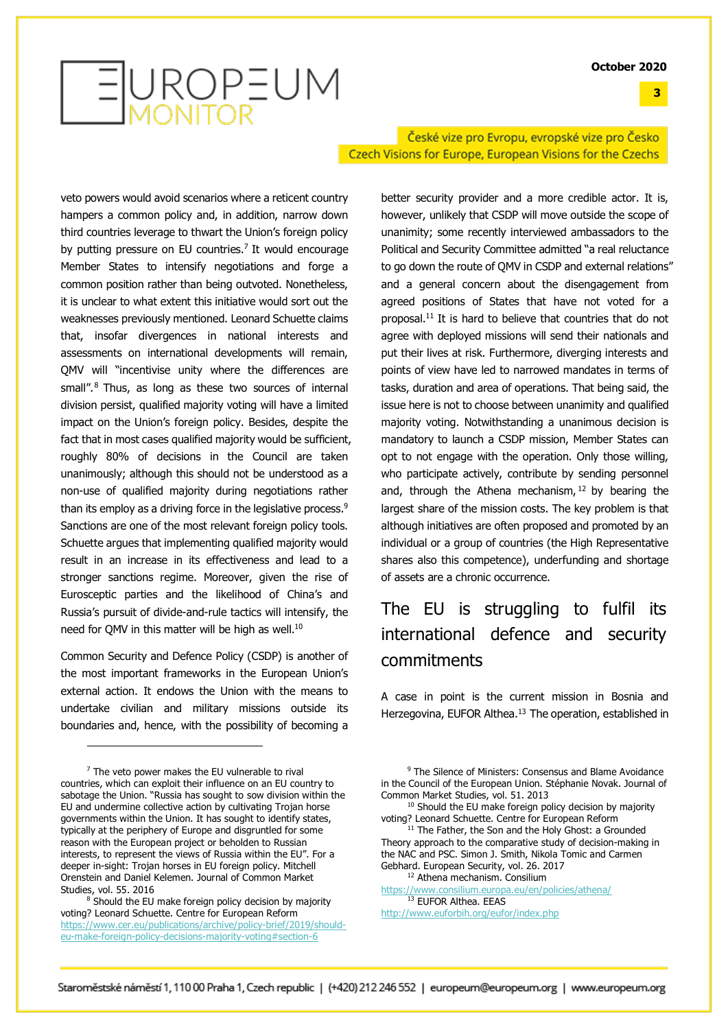veto powers would avoid scenarios where a reticent country hampers a common policy and, in addition, narrow down third countries leverage to thwart the Union's foreign policy by putting pressure on EU countries.[7] It would encourage Member States to intensify negotiations and forge a common position rather than being outvoted. Nonetheless, it is unclear to what extent this initiative would sort out the weaknesses previously mentioned. Leonard Schuette claims that, insofar divergences in national interests and assessments on international developments will remain, QMV will "incentivise unity where the differences are small".[8] Thus, as long as these two sources of internal division persist, qualified majority voting will have a limited impact on the Union's foreign policy. Besides, despite the fact that in most cases qualified majority would be sufficient, roughly 80% of decisions in the Council are taken unanimously; although this should not be understood as a non-use of qualified majority during negotiations rather than its employ as a driving force in the legislative process.[9] Sanctions are one of the most relevant foreign policy tools. Schuette argues that implementing qualified majority would result in an increase in its effectiveness and lead to a stronger sanctions regime. Moreover, given the rise of Eurosceptic parties and the likelihood of China's and Russia's pursuit of divide-and-rule tactics will intensify, the need for QMV in this matter will be high as well.[10]

Common Security and Defence Policy (CSDP) is another of the most important frameworks in the European Union's external action. It endows the Union with the means to undertake civilian and military missions outside its boundaries and, hence, with the possibility of becoming a better security provider and a more credible actor. It is, however, unlikely that CSDP will move outside the scope of unanimity; some recently interviewed ambassadors to the Political and Security Committee admitted "a real reluctance to go down the route of QMV in CSDP and external relations" and a general concern about the disengagement from agreed positions of States that have not voted for a proposal.[11] It is hard to believe that countries that do not agree with deployed missions will send their nationals and put their lives at risk. Furthermore, diverging interests and points of view have led to narrowed mandates in terms of tasks, duration and area of operations. That being said, the issue here is not to choose between unanimity and qualified majority voting. Notwithstanding a unanimous decision is mandatory to launch a CSDP mission, Member States can opt to not engage with the operation. Only those willing, who participate actively, contribute by sending personnel and, through the Athena mechanism,[12] by bearing the largest share of the mission costs. The key problem is that although initiatives are often proposed and promoted by an individual or a group of countries (the High Representative shares also this competence), underfunding and shortage of assets are a chronic occurrence.

## The EU is struggling to fulfil its international defence and security commitments

A case in point is the current mission in Bosnia and Herzegovina, EUFOR Althea.[13] The operation, established in

---

[7] The veto power makes the EU vulnerable to rival countries, which can exploit their influence on an EU country to sabotage the Union. "Russia has sought to sow division within the EU and undermine collective action by cultivating Trojan horse governments within the Union. It has sought to identify states, typically at the periphery of Europe and disgruntled for some reason with the European project or beholden to Russian interests, to represent the views of Russia within the EU". For a deeper in-sight: Trojan horses in EU foreign policy. Mitchell Orenstein and Daniel Kelemen. Journal of Common Market Studies, vol. 55. 2016

[8] Should the EU make foreign policy decision by majority voting? Leonard Schuette. Centre for European Reform https://www.cer.eu/publications/archive/policy-brief/2019/should-eu-make-foreign-policy-decisions-majority-voting#section-6

[9] The Silence of Ministers: Consensus and Blame Avoidance in the Council of the European Union. Stéphanie Novak. Journal of Common Market Studies, vol. 51. 2013

[10] Should the EU make foreign policy decision by majority voting? Leonard Schuette. Centre for European Reform

[11] The Father, the Son and the Holy Ghost: a Grounded Theory approach to the comparative study of decision-making in the NAC and PSC. Simon J. Smith, Nikola Tomic and Carmen Gebhard. European Security, vol. 26. 2017

[12] Athena mechanism. Consilium https://www.consilium.europa.eu/en/policies/athena/

[13] EUFOR Althea. EEAS http://www.euforbih.org/eufor/index.php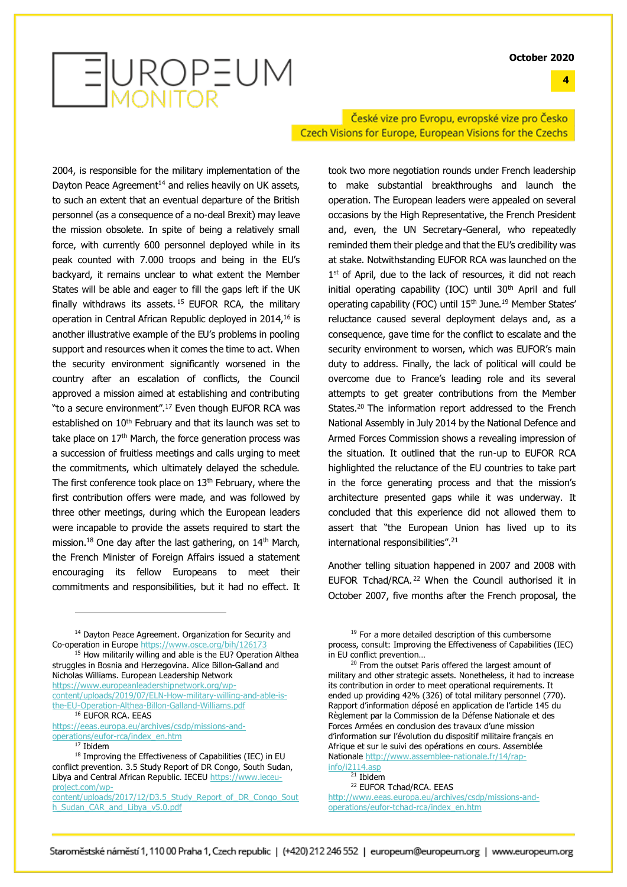2004, is responsible for the military implementation of the Dayton Peace Agreement[14] and relies heavily on UK assets, to such an extent that an eventual departure of the British personnel (as a consequence of a no-deal Brexit) may leave the mission obsolete. In spite of being a relatively small force, with currently 600 personnel deployed while in its peak counted with 7.000 troops and being in the EU's backyard, it remains unclear to what extent the Member States will be able and eager to fill the gaps left if the UK finally withdraws its assets.[15] EUFOR RCA, the military operation in Central African Republic deployed in 2014,[16] is another illustrative example of the EU's problems in pooling support and resources when it comes the time to act. When the security environment significantly worsened in the country after an escalation of conflicts, the Council approved a mission aimed at establishing and contributing "to a secure environment".[17] Even though EUFOR RCA was established on 10th February and that its launch was set to take place on 17th March, the force generation process was a succession of fruitless meetings and calls urging to meet the commitments, which ultimately delayed the schedule. The first conference took place on 13th February, where the first contribution offers were made, and was followed by three other meetings, during which the European leaders were incapable to provide the assets required to start the mission.[18] One day after the last gathering, on 14th March, the French Minister of Foreign Affairs issued a statement encouraging its fellow Europeans to meet their commitments and responsibilities, but it had no effect. It took two more negotiation rounds under French leadership to make substantial breakthroughs and launch the operation. The European leaders were appealed on several occasions by the High Representative, the French President and, even, the UN Secretary-General, who repeatedly reminded them their pledge and that the EU's credibility was at stake. Notwithstanding EUFOR RCA was launched on the 1st of April, due to the lack of resources, it did not reach initial operating capability (IOC) until 30th April and full operating capability (FOC) until 15th June.[19] Member States' reluctance caused several deployment delays and, as a consequence, gave time for the conflict to escalate and the security environment to worsen, which was EUFOR's main duty to address. Finally, the lack of political will could be overcome due to France's leading role and its several attempts to get greater contributions from the Member States.[20] The information report addressed to the French National Assembly in July 2014 by the National Defence and Armed Forces Commission shows a revealing impression of the situation. It outlined that the run-up to EUFOR RCA highlighted the reluctance of the EU countries to take part in the force generating process and that the mission's architecture presented gaps while it was underway. It concluded that this experience did not allowed them to assert that "the European Union has lived up to its international responsibilities".[21]

Another telling situation happened in 2007 and 2008 with EUFOR Tchad/RCA.[22] When the Council authorised it in October 2007, five months after the French proposal, the

---

[14] Dayton Peace Agreement. Organization for Security and Co-operation in Europe https://www.osce.org/bih/126173

[15] How militarily willing and able is the EU? Operation Althea struggles in Bosnia and Herzegovina. Alice Billon-Galland and Nicholas Williams. European Leadership Network https://www.europeanleadershipnetwork.org/wp-content/uploads/2019/07/ELN-How-military-willing-and-able-is-the-EU-Operation-Althea-Billon-Galland-Williams.pdf

[16] EUFOR RCA. EEAS https://eeas.europa.eu/archives/csdp/missions-and-operations/eufor-rca/index_en.htm

[17] Ibidem

[18] Improving the Effectiveness of Capabilities (IEC) in EU conflict prevention. 3.5 Study Report of DR Congo, South Sudan, Libya and Central African Republic. IECEU https://www.ieceu-project.com/wp-content/uploads/2017/12/D3.5_Study_Report_of_DR_Congo_South_Sudan_CAR_and_Libya_v5.0.pdf

[19] For a more detailed description of this cumbersome process, consult: Improving the Effectiveness of Capabilities (IEC) in EU conflict prevention…

[20] From the outset Paris offered the largest amount of military and other strategic assets. Nonetheless, it had to increase its contribution in order to meet operational requirements. It ended up providing 42% (326) of total military personnel (770). Rapport d'information déposé en application de l'article 145 du Règlement par la Commission de la Défense Nationale et des Forces Armées en conclusion des travaux d'une mission d'information sur l'évolution du dispositif militaire français en Afrique et sur le suivi des opérations en cours. Assemblée Nationale http://www.assemblee-nationale.fr/14/rap-info/i2114.asp

[21] Ibidem

[22] EUFOR Tchad/RCA. EEAS http://www.eeas.europa.eu/archives/csdp/missions-and-operations/eufor-tchad-rca/index_en.htm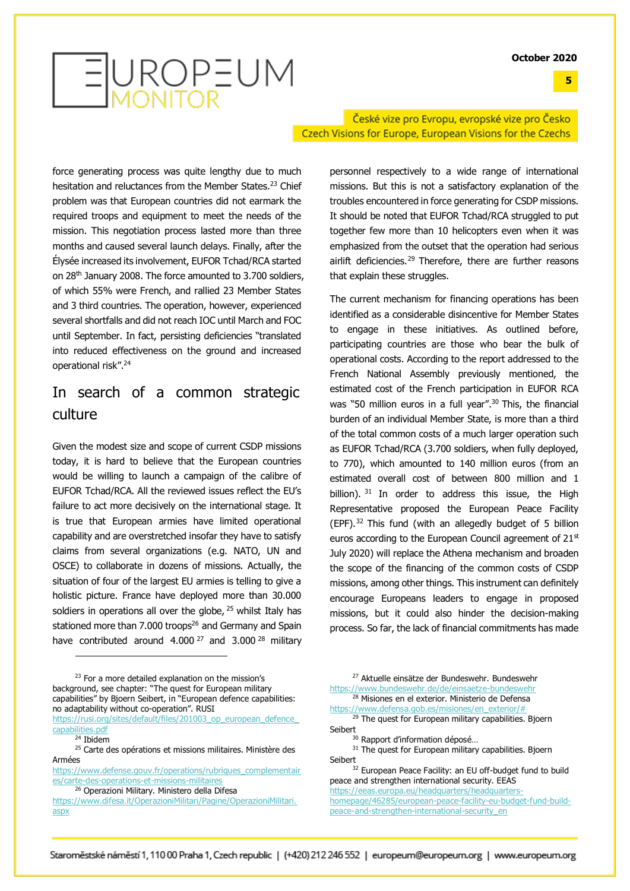force generating process was quite lengthy due to much hesitation and reluctances from the Member States.[23] Chief problem was that European countries did not earmark the required troops and equipment to meet the needs of the mission. This negotiation process lasted more than three months and caused several launch delays. Finally, after the Élysée increased its involvement, EUFOR Tchad/RCA started on 28th January 2008. The force amounted to 3.700 soldiers, of which 55% were French, and rallied 23 Member States and 3 third countries. The operation, however, experienced several shortfalls and did not reach IOC until March and FOC until September. In fact, persisting deficiencies "translated into reduced effectiveness on the ground and increased operational risk".[24]

## In search of a common strategic culture

Given the modest size and scope of current CSDP missions today, it is hard to believe that the European countries would be willing to launch a campaign of the calibre of EUFOR Tchad/RCA. All the reviewed issues reflect the EU's failure to act more decisively on the international stage. It is true that European armies have limited operational capability and are overstretched insofar they have to satisfy claims from several organizations (e.g. NATO, UN and OSCE) to collaborate in dozens of missions. Actually, the situation of four of the largest EU armies is telling to give a holistic picture. France have deployed more than 30.000 soldiers in operations all over the globe,[25] whilst Italy has stationed more than 7.000 troops[26] and Germany and Spain have contributed around 4.000[27] and 3.000[28] military personnel respectively to a wide range of international missions. But this is not a satisfactory explanation of the troubles encountered in force generating for CSDP missions. It should be noted that EUFOR Tchad/RCA struggled to put together few more than 10 helicopters even when it was emphasized from the outset that the operation had serious airlift deficiencies.[29] Therefore, there are further reasons that explain these struggles.

The current mechanism for financing operations has been identified as a considerable disincentive for Member States to engage in these initiatives. As outlined before, participating countries are those who bear the bulk of operational costs. According to the report addressed to the French National Assembly previously mentioned, the estimated cost of the French participation in EUFOR RCA was "50 million euros in a full year".[30] This, the financial burden of an individual Member State, is more than a third of the total common costs of a much larger operation such as EUFOR Tchad/RCA (3.700 soldiers, when fully deployed, to 770), which amounted to 140 million euros (from an estimated overall cost of between 800 million and 1 billion).[31] In order to address this issue, the High Representative proposed the European Peace Facility (EPF).[32] This fund (with an allegedly budget of 5 billion euros according to the European Council agreement of 21st July 2020) will replace the Athena mechanism and broaden the scope of the financing of the common costs of CSDP missions, among other things. This instrument can definitely encourage Europeans leaders to engage in proposed missions, but it could also hinder the decision-making process. So far, the lack of financial commitments has made

---

[23] For a more detailed explanation on the mission's background, see chapter: "The quest for European military capabilities" by Bjoern Seibert, in "European defence capabilities: no adaptability without co-operation". RUSI https://rusi.org/sites/default/files/201003_op_european_defence_capabilities.pdf

[24] Ibidem

[25] Carte des opérations et missions militaires. Ministère des Armées https://www.defense.gouv.fr/operations/rubriques_complementaires/carte-des-operations-et-missions-militaires

[26] Operazioni Military. Ministero della Difesa https://www.difesa.it/OperazioniMilitari/Pagine/OperazioniMilitari.aspx

[27] Aktuelle einsätze der Bundeswehr. Bundeswehr https://www.bundeswehr.de/de/einsaetze-bundeswehr

[28] Misiones en el exterior. Ministerio de Defensa https://www.defensa.gob.es/misiones/en_exterior/#

[29] The quest for European military capabilities. Bjoern Seibert

[30] Rapport d'information déposé…

[31] The quest for European military capabilities. Bjoern Seibert

[32] European Peace Facility: an EU off-budget fund to build peace and strengthen international security. EEAS https://eeas.europa.eu/headquarters/headquarters-homepage/46285/european-peace-facility-eu-budget-fund-build-peace-and-strengthen-international-security_en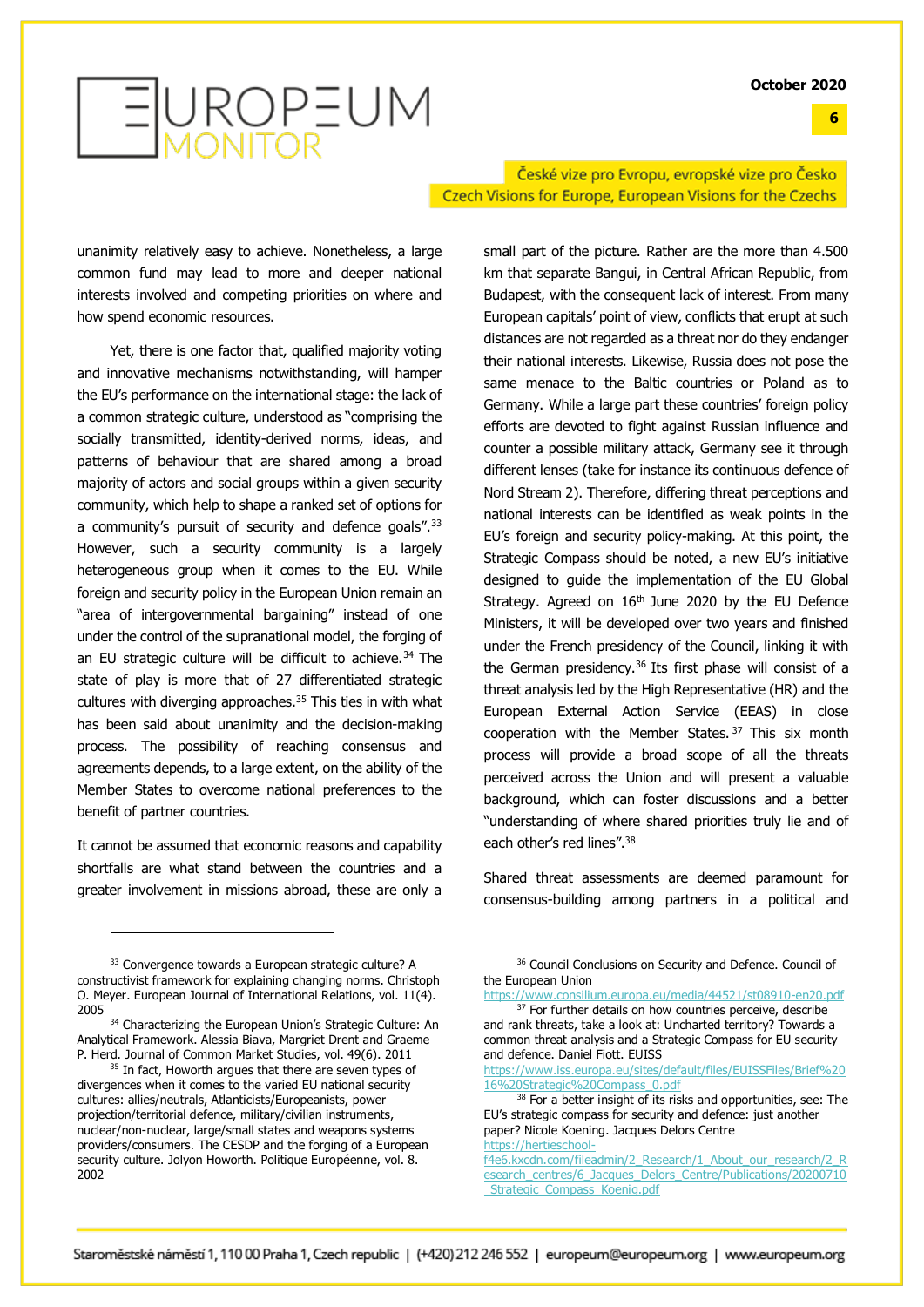unanimity relatively easy to achieve. Nonetheless, a large common fund may lead to more and deeper national interests involved and competing priorities on where and how spend economic resources.

Yet, there is one factor that, qualified majority voting and innovative mechanisms notwithstanding, will hamper the EU's performance on the international stage: the lack of a common strategic culture, understood as "comprising the socially transmitted, identity-derived norms, ideas, and patterns of behaviour that are shared among a broad majority of actors and social groups within a given security community, which help to shape a ranked set of options for a community's pursuit of security and defence goals".[33] However, such a security community is a largely heterogeneous group when it comes to the EU. While foreign and security policy in the European Union remain an "area of intergovernmental bargaining" instead of one under the control of the supranational model, the forging of an EU strategic culture will be difficult to achieve.[34] The state of play is more that of 27 differentiated strategic cultures with diverging approaches.[35] This ties in with what has been said about unanimity and the decision-making process. The possibility of reaching consensus and agreements depends, to a large extent, on the ability of the Member States to overcome national preferences to the benefit of partner countries.

It cannot be assumed that economic reasons and capability shortfalls are what stand between the countries and a greater involvement in missions abroad, these are only a small part of the picture. Rather are the more than 4.500 km that separate Bangui, in Central African Republic, from Budapest, with the consequent lack of interest. From many European capitals' point of view, conflicts that erupt at such distances are not regarded as a threat nor do they endanger their national interests. Likewise, Russia does not pose the same menace to the Baltic countries or Poland as to Germany. While a large part these countries' foreign policy efforts are devoted to fight against Russian influence and counter a possible military attack, Germany see it through different lenses (take for instance its continuous defence of Nord Stream 2). Therefore, differing threat perceptions and national interests can be identified as weak points in the EU's foreign and security policy-making. At this point, the Strategic Compass should be noted, a new EU's initiative designed to guide the implementation of the EU Global Strategy. Agreed on 16th June 2020 by the EU Defence Ministers, it will be developed over two years and finished under the French presidency of the Council, linking it with the German presidency.[36] Its first phase will consist of a threat analysis led by the High Representative (HR) and the European External Action Service (EEAS) in close cooperation with the Member States.[37] This six month process will provide a broad scope of all the threats perceived across the Union and will present a valuable background, which can foster discussions and a better "understanding of where shared priorities truly lie and of each other's red lines".[38]

Shared threat assessments are deemed paramount for consensus-building among partners in a political and

---

[33] Convergence towards a European strategic culture? A constructivist framework for explaining changing norms. Christoph O. Meyer. European Journal of International Relations, vol. 11(4). 2005

[34] Characterizing the European Union's Strategic Culture: An Analytical Framework. Alessia Biava, Margriet Drent and Graeme P. Herd. Journal of Common Market Studies, vol. 49(6). 2011

[35] In fact, Howorth argues that there are seven types of divergences when it comes to the varied EU national security cultures: allies/neutrals, Atlanticists/Europeanists, power projection/territorial defence, military/civilian instruments, nuclear/non-nuclear, large/small states and weapons systems providers/consumers. The CESDP and the forging of a European security culture. Jolyon Howorth. Politique Européenne, vol. 8. 2002

[36] Council Conclusions on Security and Defence. Council of the European Union https://www.consilium.europa.eu/media/44521/st08910-en20.pdf

[37] For further details on how countries perceive, describe and rank threats, take a look at: Uncharted territory? Towards a common threat analysis and a Strategic Compass for EU security and defence. Daniel Fiott. EUISS https://www.iss.europa.eu/sites/default/files/EUISSFiles/Brief%2016%20Strategic%20Compass_0.pdf

[38] For a better insight of its risks and opportunities, see: The EU's strategic compass for security and defence: just another paper? Nicole Koening. Jacques Delors Centre https://hertieschool-f4e6.kxcdn.com/fileadmin/2_Research/1_About_our_research/2_Research_centres/6_Jacques_Delors_Centre/Publications/20200710_Strategic_Compass_Koenig.pdf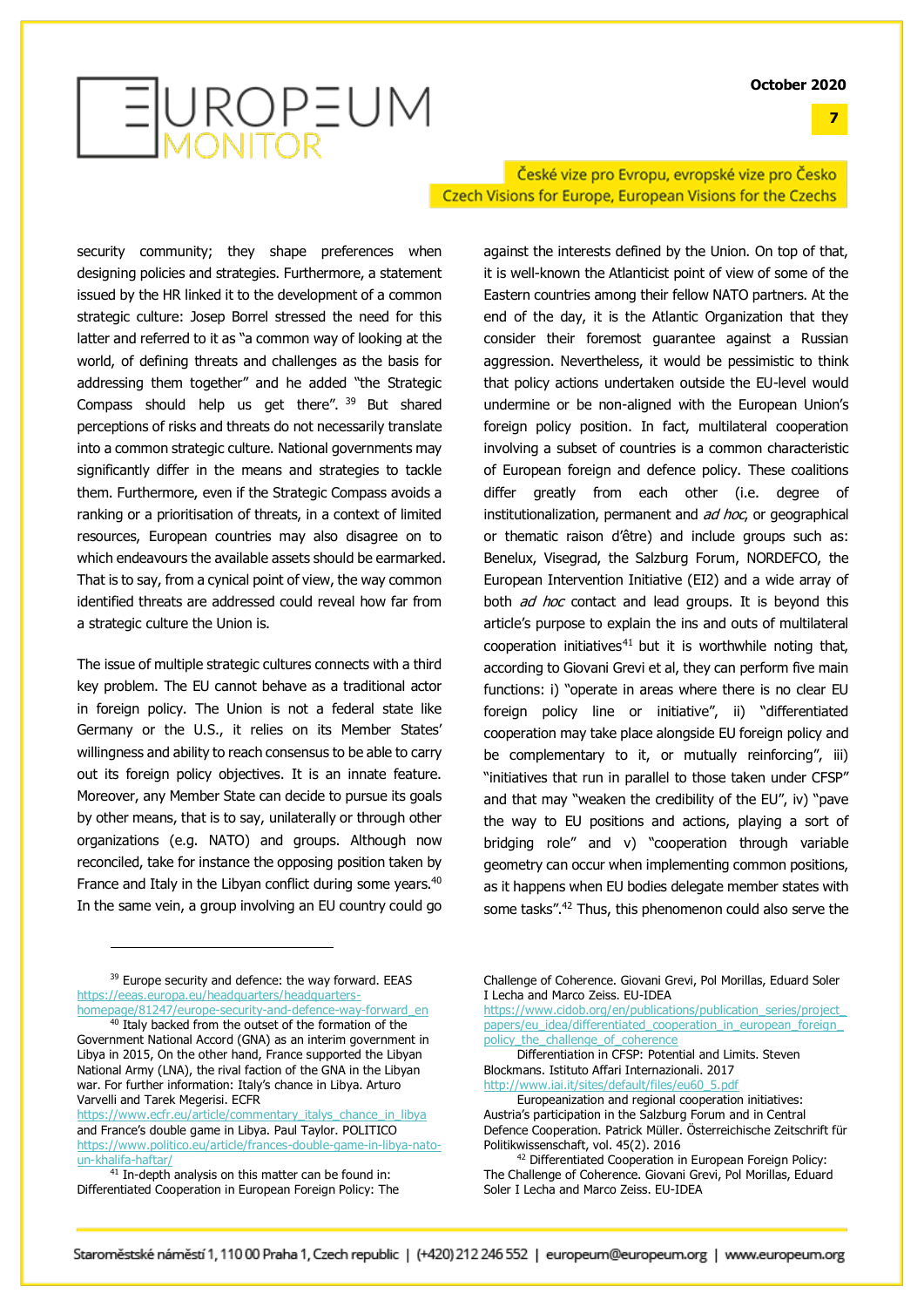security community; they shape preferences when designing policies and strategies. Furthermore, a statement issued by the HR linked it to the development of a common strategic culture: Josep Borrel stressed the need for this latter and referred to it as "a common way of looking at the world, of defining threats and challenges as the basis for addressing them together" and he added "the Strategic Compass should help us get there".[39] But shared perceptions of risks and threats do not necessarily translate into a common strategic culture. National governments may significantly differ in the means and strategies to tackle them. Furthermore, even if the Strategic Compass avoids a ranking or a prioritisation of threats, in a context of limited resources, European countries may also disagree on to which endeavours the available assets should be earmarked. That is to say, from a cynical point of view, the way common identified threats are addressed could reveal how far from a strategic culture the Union is.

The issue of multiple strategic cultures connects with a third key problem. The EU cannot behave as a traditional actor in foreign policy. The Union is not a federal state like Germany or the U.S., it relies on its Member States' willingness and ability to reach consensus to be able to carry out its foreign policy objectives. It is an innate feature. Moreover, any Member State can decide to pursue its goals by other means, that is to say, unilaterally or through other organizations (e.g. NATO) and groups. Although now reconciled, take for instance the opposing position taken by France and Italy in the Libyan conflict during some years.[40] In the same vein, a group involving an EU country could go against the interests defined by the Union. On top of that, it is well-known the Atlanticist point of view of some of the Eastern countries among their fellow NATO partners. At the end of the day, it is the Atlantic Organization that they consider their foremost guarantee against a Russian aggression. Nevertheless, it would be pessimistic to think that policy actions undertaken outside the EU-level would undermine or be non-aligned with the European Union's foreign policy position. In fact, multilateral cooperation involving a subset of countries is a common characteristic of European foreign and defence policy. These coalitions differ greatly from each other (i.e. degree of institutionalization, permanent and *ad hoc*, or geographical or thematic raison d'être) and include groups such as: Benelux, Visegrad, the Salzburg Forum, NORDEFCO, the European Intervention Initiative (EI2) and a wide array of both *ad hoc* contact and lead groups. It is beyond this article's purpose to explain the ins and outs of multilateral cooperation initiatives[41] but it is worthwhile noting that, according to Giovani Grevi et al, they can perform five main functions: i) "operate in areas where there is no clear EU foreign policy line or initiative", ii) "differentiated cooperation may take place alongside EU foreign policy and be complementary to it, or mutually reinforcing", iii) "initiatives that run in parallel to those taken under CFSP" and that may "weaken the credibility of the EU", iv) "pave the way to EU positions and actions, playing a sort of bridging role" and v) "cooperation through variable geometry can occur when implementing common positions, as it happens when EU bodies delegate member states with some tasks".[42] Thus, this phenomenon could also serve the

---

[39] Europe security and defence: the way forward. EEAS https://eeas.europa.eu/headquarters/headquarters-homepage/81247/europe-security-and-defence-way-forward_en

[40] Italy backed from the outset of the formation of the Government National Accord (GNA) as an interim government in Libya in 2015, On the other hand, France supported the Libyan National Army (LNA), the rival faction of the GNA in the Libyan war. For further information: Italy's chance in Libya. Arturo Varvelli and Tarek Megerisi. ECFR https://www.ecfr.eu/article/commentary_italys_chance_in_libya and France's double game in Libya. Paul Taylor. POLITICO https://www.politico.eu/article/frances-double-game-in-libya-nato-un-khalifa-haftar/

[41] In-depth analysis on this matter can be found in: Differentiated Cooperation in European Foreign Policy: The Challenge of Coherence. Giovani Grevi, Pol Morillas, Eduard Soler I Lecha and Marco Zeiss. EU-IDEA https://www.cidob.org/en/publications/publication_series/project_papers/eu_idea/differentiated_cooperation_in_european_foreign_policy_the_challenge_of_coherence

Differentiation in CFSP: Potential and Limits. Steven Blockmans. Istituto Affari Internazionali. 2017 http://www.iai.it/sites/default/files/eu60_5.pdf

Europeanization and regional cooperation initiatives: Austria's participation in the Salzburg Forum and in Central Defence Cooperation. Patrick Müller. Österreichische Zeitschrift für Politikwissenschaft, vol. 45(2). 2016

[42] Differentiated Cooperation in European Foreign Policy: The Challenge of Coherence. Giovani Grevi, Pol Morillas, Eduard Soler I Lecha and Marco Zeiss. EU-IDEA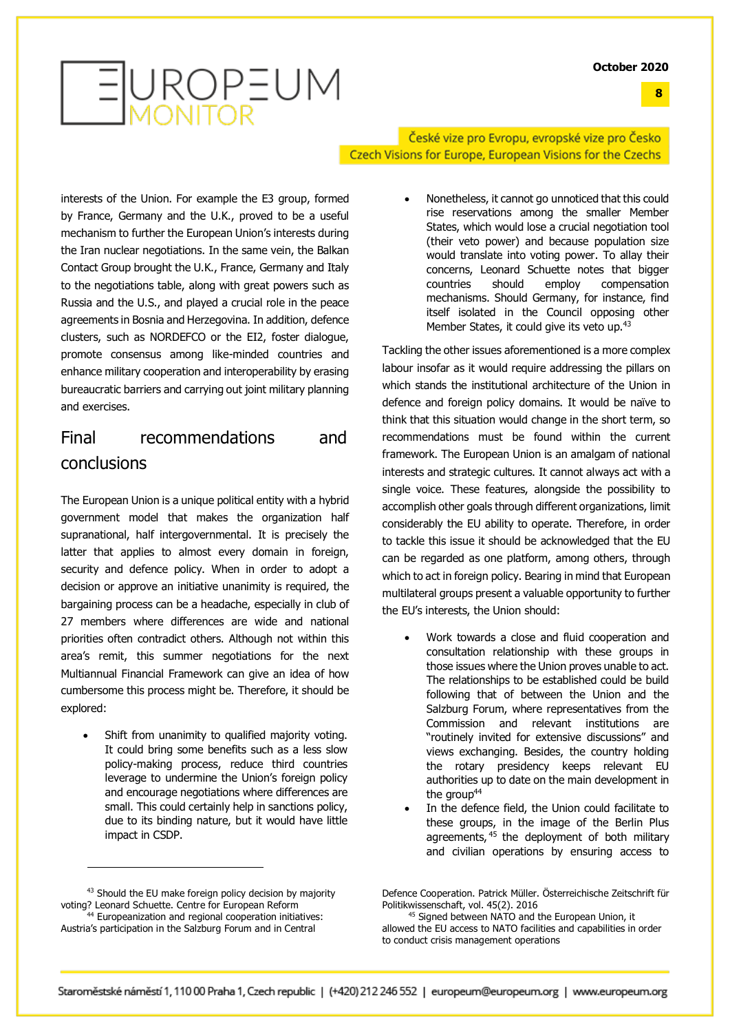interests of the Union. For example the E3 group, formed by France, Germany and the U.K., proved to be a useful mechanism to further the European Union's interests during the Iran nuclear negotiations. In the same vein, the Balkan Contact Group brought the U.K., France, Germany and Italy to the negotiations table, along with great powers such as Russia and the U.S., and played a crucial role in the peace agreements in Bosnia and Herzegovina. In addition, defence clusters, such as NORDEFCO or the EI2, foster dialogue, promote consensus among like-minded countries and enhance military cooperation and interoperability by erasing bureaucratic barriers and carrying out joint military planning and exercises.

## Final recommendations and conclusions

The European Union is a unique political entity with a hybrid government model that makes the organization half supranational, half intergovernmental. It is precisely the latter that applies to almost every domain in foreign, security and defence policy. When in order to adopt a decision or approve an initiative unanimity is required, the bargaining process can be a headache, especially in club of 27 members where differences are wide and national priorities often contradict others. Although not within this area's remit, this summer negotiations for the next Multiannual Financial Framework can give an idea of how cumbersome this process might be. Therefore, it should be explored:

- Shift from unanimity to qualified majority voting. It could bring some benefits such as a less slow policy-making process, reduce third countries leverage to undermine the Union's foreign policy and encourage negotiations where differences are small. This could certainly help in sanctions policy, due to its binding nature, but it would have little impact in CSDP.
- Nonetheless, it cannot go unnoticed that this could rise reservations among the smaller Member States, which would lose a crucial negotiation tool (their veto power) and because population size would translate into voting power. To allay their concerns, Leonard Schuette notes that bigger countries should employ compensation mechanisms. Should Germany, for instance, find itself isolated in the Council opposing other Member States, it could give its veto up.[43]

Tackling the other issues aforementioned is a more complex labour insofar as it would require addressing the pillars on which stands the institutional architecture of the Union in defence and foreign policy domains. It would be naïve to think that this situation would change in the short term, so recommendations must be found within the current framework. The European Union is an amalgam of national interests and strategic cultures. It cannot always act with a single voice. These features, alongside the possibility to accomplish other goals through different organizations, limit considerably the EU ability to operate. Therefore, in order to tackle this issue it should be acknowledged that the EU can be regarded as one platform, among others, through which to act in foreign policy. Bearing in mind that European multilateral groups present a valuable opportunity to further the EU's interests, the Union should:

- Work towards a close and fluid cooperation and consultation relationship with these groups in those issues where the Union proves unable to act. The relationships to be established could be build following that of between the Union and the Salzburg Forum, where representatives from the Commission and relevant institutions are "routinely invited for extensive discussions" and views exchanging. Besides, the country holding the rotary presidency keeps relevant EU authorities up to date on the main development in the group[44]
- In the defence field, the Union could facilitate to these groups, in the image of the Berlin Plus agreements,[45] the deployment of both military and civilian operations by ensuring access to

---

[43] Should the EU make foreign policy decision by majority voting? Leonard Schuette. Centre for European Reform

[44] Europeanization and regional cooperation initiatives: Austria's participation in the Salzburg Forum and in Central Defence Cooperation. Patrick Müller. Österreichische Zeitschrift für Politikwissenschaft, vol. 45(2). 2016

[45] Signed between NATO and the European Union, it allowed the EU access to NATO facilities and capabilities in order to conduct crisis management operations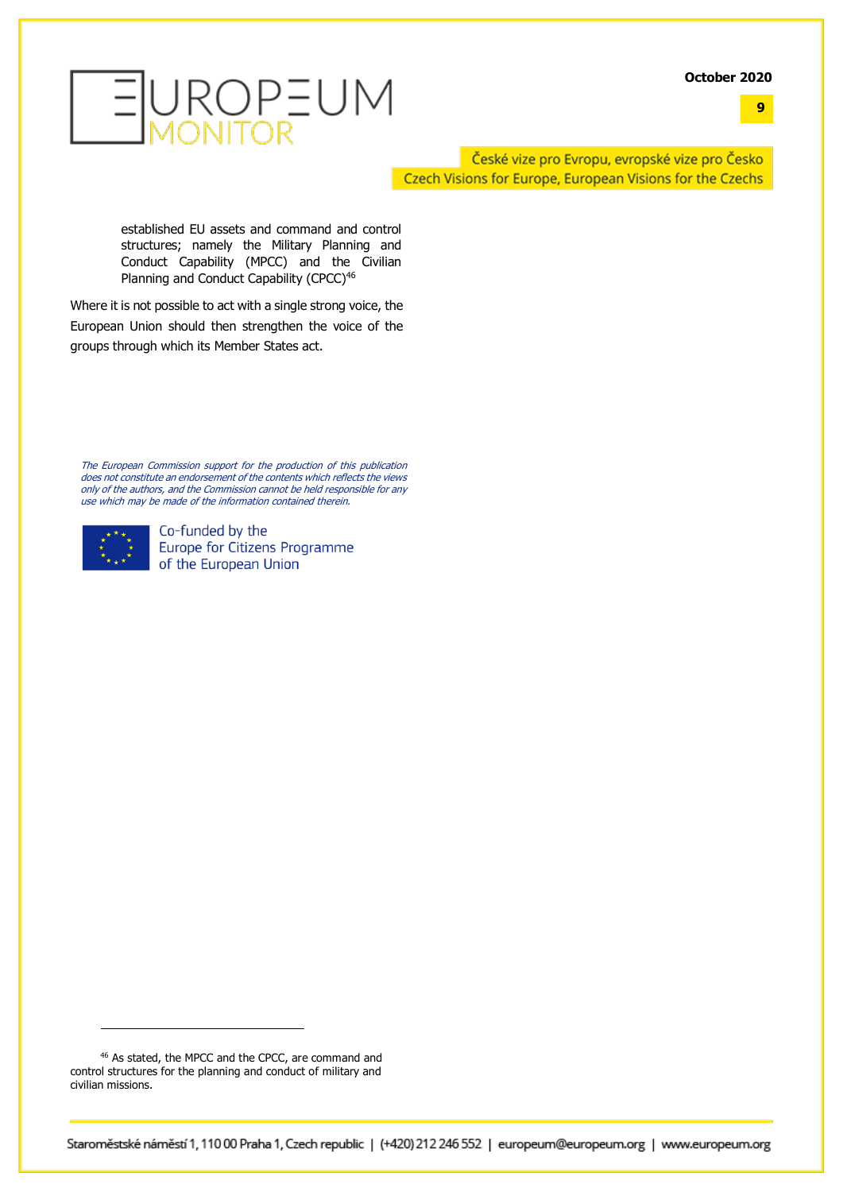established EU assets and command and control structures; namely the Military Planning and Conduct Capability (MPCC) and the Civilian Planning and Conduct Capability (CPCC)[46]

Where it is not possible to act with a single strong voice, the European Union should then strengthen the voice of the groups through which its Member States act.

*The European Commission support for the production of this publication does not constitute an endorsement of the contents which reflects the views only of the authors, and the Commission cannot be held responsible for any use which may be made of the information contained therein.*

Co-funded by the Europe for Citizens Programme of the European Union

---

[46] As stated, the MPCC and the CPCC, are command and control structures for the planning and conduct of military and civilian missions.